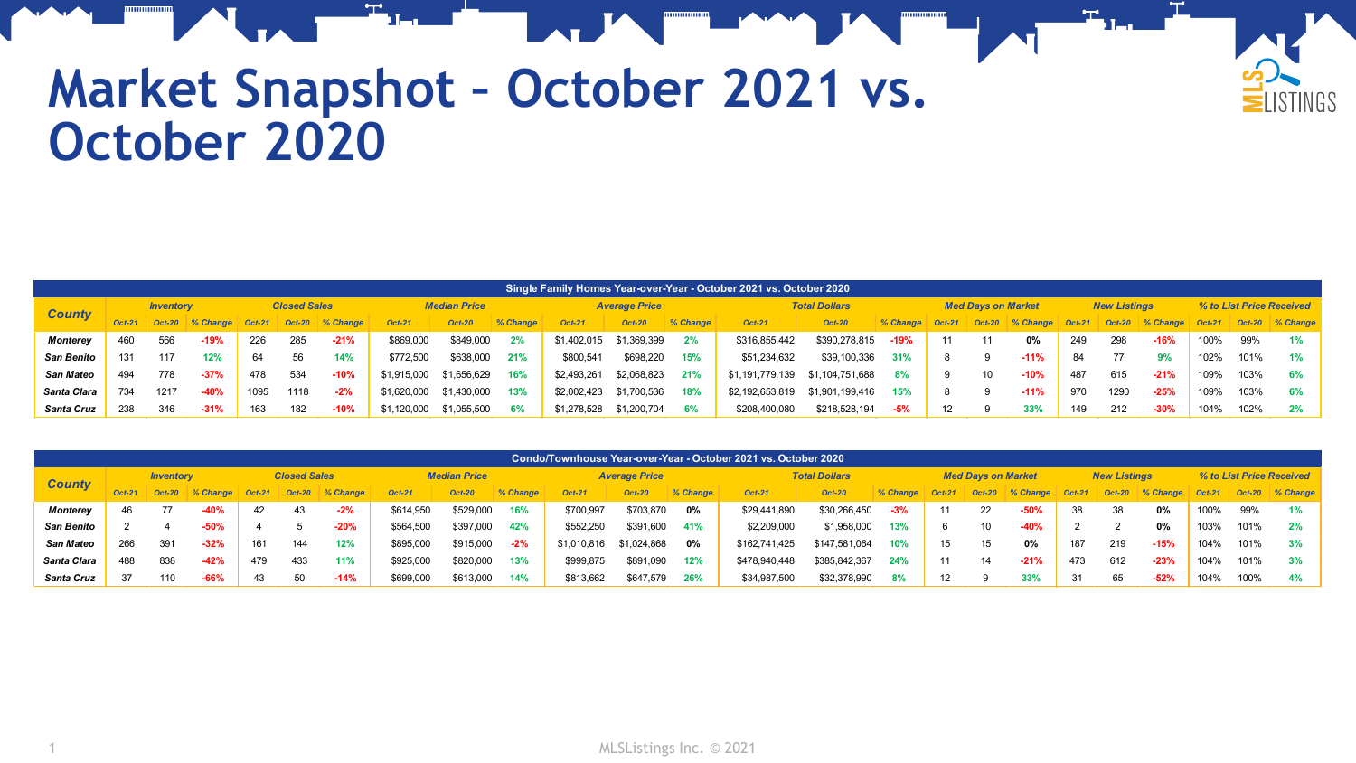# Market Snapshot – October 2021 vs. October 2020

| Single Family Homes Year-over-Year - October 2021 vs. October 2020 | | | | | | | | | | | | | | | | | | | | | | | | |
|---|---|---|---|---|---|---|---|---|---|---|---|---|---|---|---|---|---|---|---|---|---|---|---|---|
| County | Inventory | | | Closed Sales | | | Median Price | | | Average Price | | | Total Dollars | | | Med Days on Market | | | New Listings | | | % to List Price Received | | |
| | Oct-21 | Oct-20 | % Change | Oct-21 | Oct-20 | % Change | Oct-21 | Oct-20 | % Change | Oct-21 | Oct-20 | % Change | Oct-21 | Oct-20 | % Change | Oct-21 | Oct-20 | % Change | Oct-21 | Oct-20 | % Change | Oct-21 | Oct-20 | % Change |
| Monterey | 460 | 566 | -19% | 226 | 285 | -21% | $869,000 | $849,000 | 2% | $1,402,015 | $1,369,399 | 2% | $316,855,442 | $390,278,815 | -19% | 11 | 11 | 0% | 249 | 298 | -16% | 100% | 99% | 1% |
| San Benito | 131 | 117 | 12% | 64 | 56 | 14% | $772,500 | $638,000 | 21% | $800,541 | $698,220 | 15% | $51,234,632 | $39,100,336 | 31% | 8 | 9 | -11% | 84 | 77 | 9% | 102% | 101% | 1% |
| San Mateo | 494 | 778 | -37% | 478 | 534 | -10% | $1,915,000 | $1,656,629 | 16% | $2,493,261 | $2,068,823 | 21% | $1,191,779,139 | $1,104,751,688 | 8% | 9 | 10 | -10% | 487 | 615 | -21% | 109% | 103% | 6% |
| Santa Clara | 734 | 1217 | -40% | 1095 | 1118 | -2% | $1,620,000 | $1,430,000 | 13% | $2,002,423 | $1,700,536 | 18% | $2,192,653,819 | $1,901,199,416 | 15% | 8 | 9 | -11% | 970 | 1290 | -25% | 109% | 103% | 6% |
| Santa Cruz | 238 | 346 | -31% | 163 | 182 | -10% | $1,120,000 | $1,055,500 | 6% | $1,278,528 | $1,200,704 | 6% | $208,400,080 | $218,528,194 | -5% | 12 | 9 | 33% | 149 | 212 | -30% | 104% | 102% | 2% |

| Condo/Townhouse Year-over-Year - October 2021 vs. October 2020 | | | | | | | | | | | | | | | | | | | | | | | | |
|---|---|---|---|---|---|---|---|---|---|---|---|---|---|---|---|---|---|---|---|---|---|---|---|---|
| County | Inventory | | | Closed Sales | | | Median Price | | | Average Price | | | Total Dollars | | | Med Days on Market | | | New Listings | | | % to List Price Received | | |
| | Oct-21 | Oct-20 | % Change | Oct-21 | Oct-20 | % Change | Oct-21 | Oct-20 | % Change | Oct-21 | Oct-20 | % Change | Oct-21 | Oct-20 | % Change | Oct-21 | Oct-20 | % Change | Oct-21 | Oct-20 | % Change | Oct-21 | Oct-20 | % Change |
| Monterey | 46 | 77 | -40% | 42 | 43 | -2% | $614,950 | $529,000 | 16% | $700,997 | $703,870 | 0% | $29,441,890 | $30,266,450 | -3% | 11 | 22 | -50% | 38 | 38 | 0% | 100% | 99% | 1% |
| San Benito | 2 | 4 | -50% | 4 | 5 | -20% | $564,500 | $397,000 | 42% | $552,250 | $391,600 | 41% | $2,209,000 | $1,958,000 | 13% | 6 | 10 | -40% | 2 | 2 | 0% | 103% | 101% | 2% |
| San Mateo | 266 | 391 | -32% | 161 | 144 | 12% | $895,000 | $915,000 | -2% | $1,010,816 | $1,024,868 | 0% | $162,741,425 | $147,581,064 | 10% | 15 | 15 | 0% | 187 | 219 | -15% | 104% | 101% | 3% |
| Santa Clara | 488 | 838 | -42% | 479 | 433 | 11% | $925,000 | $820,000 | 13% | $999,875 | $891,090 | 12% | $478,940,448 | $385,842,367 | 24% | 11 | 14 | -21% | 473 | 612 | -23% | 104% | 101% | 3% |
| Santa Cruz | 37 | 110 | -66% | 43 | 50 | -14% | $699,000 | $613,000 | 14% | $813,662 | $647,579 | 26% | $34,987,500 | $32,378,990 | 8% | 12 | 9 | 33% | 31 | 65 | -52% | 104% | 100% | 4% |

MLSListings Inc. © 2021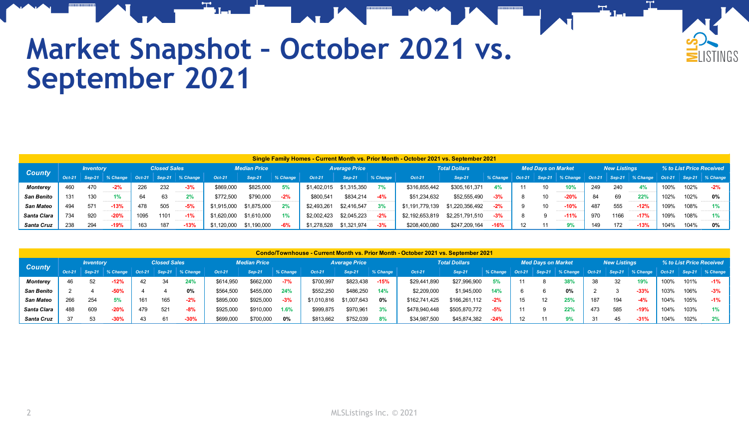# Market Snapshot – October 2021 vs. September 2021

**Single Family Homes - Current Month vs. Prior Month - October 2021 vs. September 2021**

| County | Inventory | | | Closed Sales | | | Median Price | | | Average Price | | | Total Dollars | | | Med Days on Market | | | New Listings | | | % to List Price Received | | |
|---|---|---|---|---|---|---|---|---|---|---|---|---|---|---|---|---|---|---|---|---|---|---|---|---|
| | Oct-21 | Sep-21 | % Change | Oct-21 | Sep-21 | % Change | Oct-21 | Sep-21 | % Change | Oct-21 | Sep-21 | % Change | Oct-21 | Sep-21 | % Change | Oct-21 | Sep-21 | % Change | Oct-21 | Sep-21 | % Change | Oct-21 | Sep-21 | % Change |
| Monterey | 460 | 470 | -2% | 226 | 232 | -3% | $869,000 | $825,000 | 5% | $1,402,015 | $1,315,350 | 7% | $316,855,442 | $305,161,371 | 4% | 11 | 10 | 10% | 249 | 240 | 4% | 100% | 102% | -2% |
| San Benito | 131 | 130 | 1% | 64 | 63 | 2% | $772,500 | $790,000 | -2% | $800,541 | $834,214 | -4% | $51,234,632 | $52,555,490 | -3% | 8 | 10 | -20% | 84 | 69 | 22% | 102% | 102% | 0% |
| San Mateo | 494 | 571 | -13% | 478 | 505 | -5% | $1,915,000 | $1,875,000 | 2% | $2,493,261 | $2,416,547 | 3% | $1,191,779,139 | $1,220,356,492 | -2% | 9 | 10 | -10% | 487 | 555 | -12% | 109% | 108% | 1% |
| Santa Clara | 734 | 920 | -20% | 1095 | 1101 | -1% | $1,620,000 | $1,610,000 | 1% | $2,002,423 | $2,045,223 | -2% | $2,192,653,819 | $2,251,791,510 | -3% | 8 | 9 | -11% | 970 | 1166 | -17% | 109% | 108% | 1% |
| Santa Cruz | 238 | 294 | -19% | 163 | 187 | -13% | $1,120,000 | $1,190,000 | -6% | $1,278,528 | $1,321,974 | -3% | $208,400,080 | $247,209,164 | -16% | 12 | 11 | 9% | 149 | 172 | -13% | 104% | 104% | 0% |

**Condo/Townhouse - Current Month vs. Prior Month - October 2021 vs. September 2021**

| County | Inventory | | | Closed Sales | | | Median Price | | | Average Price | | | Total Dollars | | | Med Days on Market | | | New Listings | | | % to List Price Received | | |
|---|---|---|---|---|---|---|---|---|---|---|---|---|---|---|---|---|---|---|---|---|---|---|---|---|
| | Oct-21 | Sep-21 | % Change | Oct-21 | Sep-21 | % Change | Oct-21 | Sep-21 | % Change | Oct-21 | Sep-21 | % Change | Oct-21 | Sep-21 | % Change | Oct-21 | Sep-21 | % Change | Oct-21 | Sep-21 | % Change | Oct-21 | Sep-21 | % Change |
| Monterey | 46 | 52 | -12% | 42 | 34 | 24% | $614,950 | $662,000 | -7% | $700,997 | $823,438 | -15% | $29,441,890 | $27,996,900 | 5% | 11 | 8 | 38% | 38 | 32 | 19% | 100% | 101% | -1% |
| San Benito | 2 | 4 | -50% | 4 | 4 | 0% | $564,500 | $455,000 | 24% | $552,250 | $486,250 | 14% | $2,209,000 | $1,945,000 | 14% | 6 | 6 | 0% | 2 | 3 | -33% | 103% | 106% | -3% |
| San Mateo | 266 | 254 | 5% | 161 | 165 | -2% | $895,000 | $925,000 | -3% | $1,010,816 | $1,007,643 | 0% | $162,741,425 | $166,261,112 | -2% | 15 | 12 | 25% | 187 | 194 | -4% | 104% | 105% | -1% |
| Santa Clara | 488 | 609 | -20% | 479 | 521 | -8% | $925,000 | $910,000 | 1.6% | $999,875 | $970,961 | 3% | $478,940,448 | $505,870,772 | -5% | 11 | 9 | 22% | 473 | 585 | -19% | 104% | 103% | 1% |
| Santa Cruz | 37 | 53 | -30% | 43 | 61 | -30% | $699,000 | $700,000 | 0% | $813,662 | $752,039 | 8% | $34,987,500 | $45,874,382 | -24% | 12 | 11 | 9% | 31 | 45 | -31% | 104% | 102% | 2% |

MLSListings Inc. © 2021